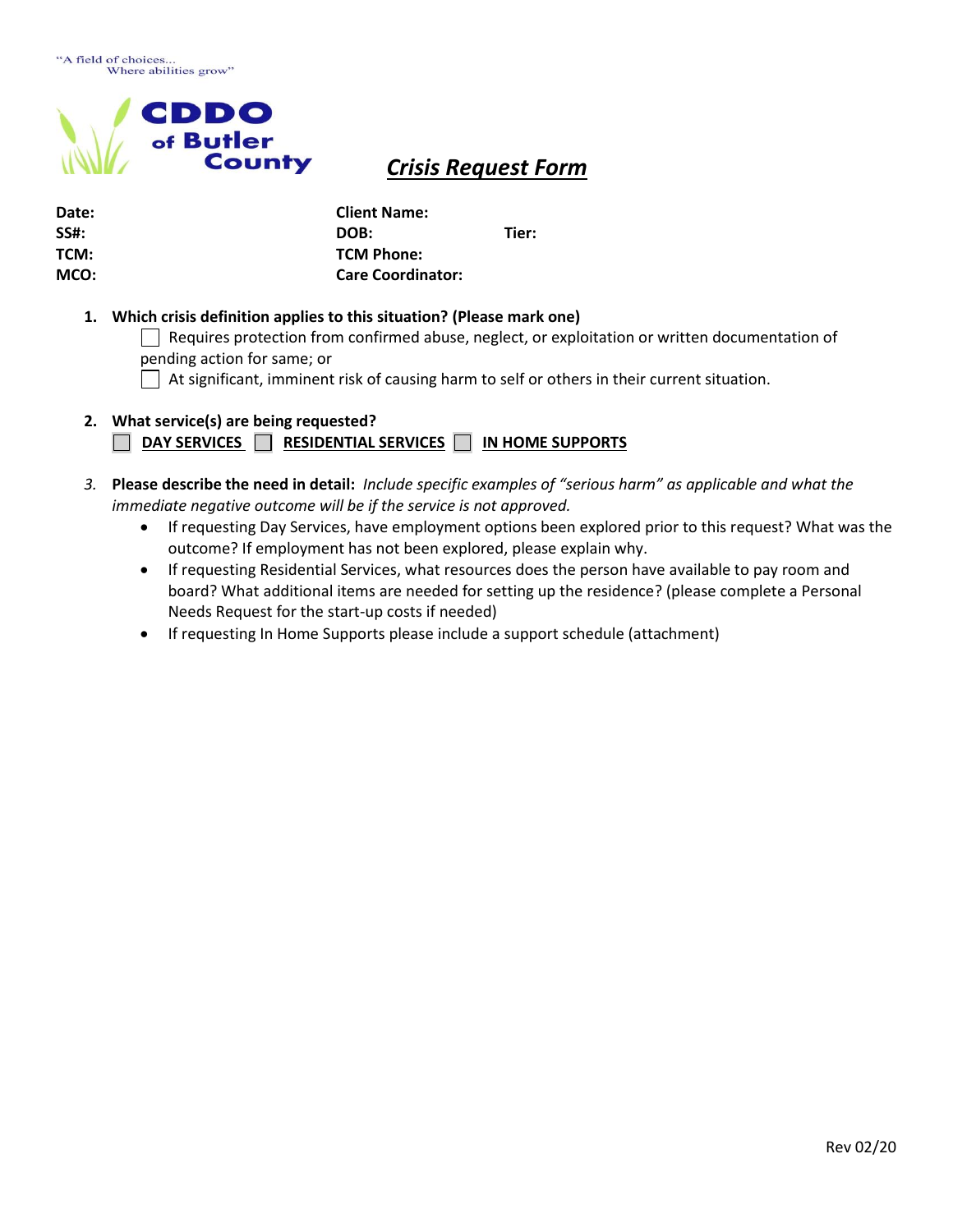"A field of choices...
Where abilities grow"

**CDDO of Butler County**

# *Crisis Request Form*

| | | |
|---|---|---|
| **Date:** | **Client Name:** | |
| **SS#:** | **DOB:** | **Tier:** |
| **TCM:** | **TCM Phone:** | |
| **MCO:** | **Care Coordinator:** | |

1. **Which crisis definition applies to this situation? (Please mark one)**
   - ☐ Requires protection from confirmed abuse, neglect, or exploitation or written documentation of pending action for same; or
   - ☐ At significant, imminent risk of causing harm to self or others in their current situation.

2. **What service(s) are being requested?**
   ☐ **DAY SERVICES** ☐ **RESIDENTIAL SERVICES** ☐ **IN HOME SUPPORTS**

3. **Please describe the need in detail:** *Include specific examples of "serious harm" as applicable and what the immediate negative outcome will be if the service is not approved.*
   - If requesting Day Services, have employment options been explored prior to this request? What was the outcome? If employment has not been explored, please explain why.
   - If requesting Residential Services, what resources does the person have available to pay room and board? What additional items are needed for setting up the residence? (please complete a Personal Needs Request for the start-up costs if needed)
   - If requesting In Home Supports please include a support schedule (attachment)

Rev 02/20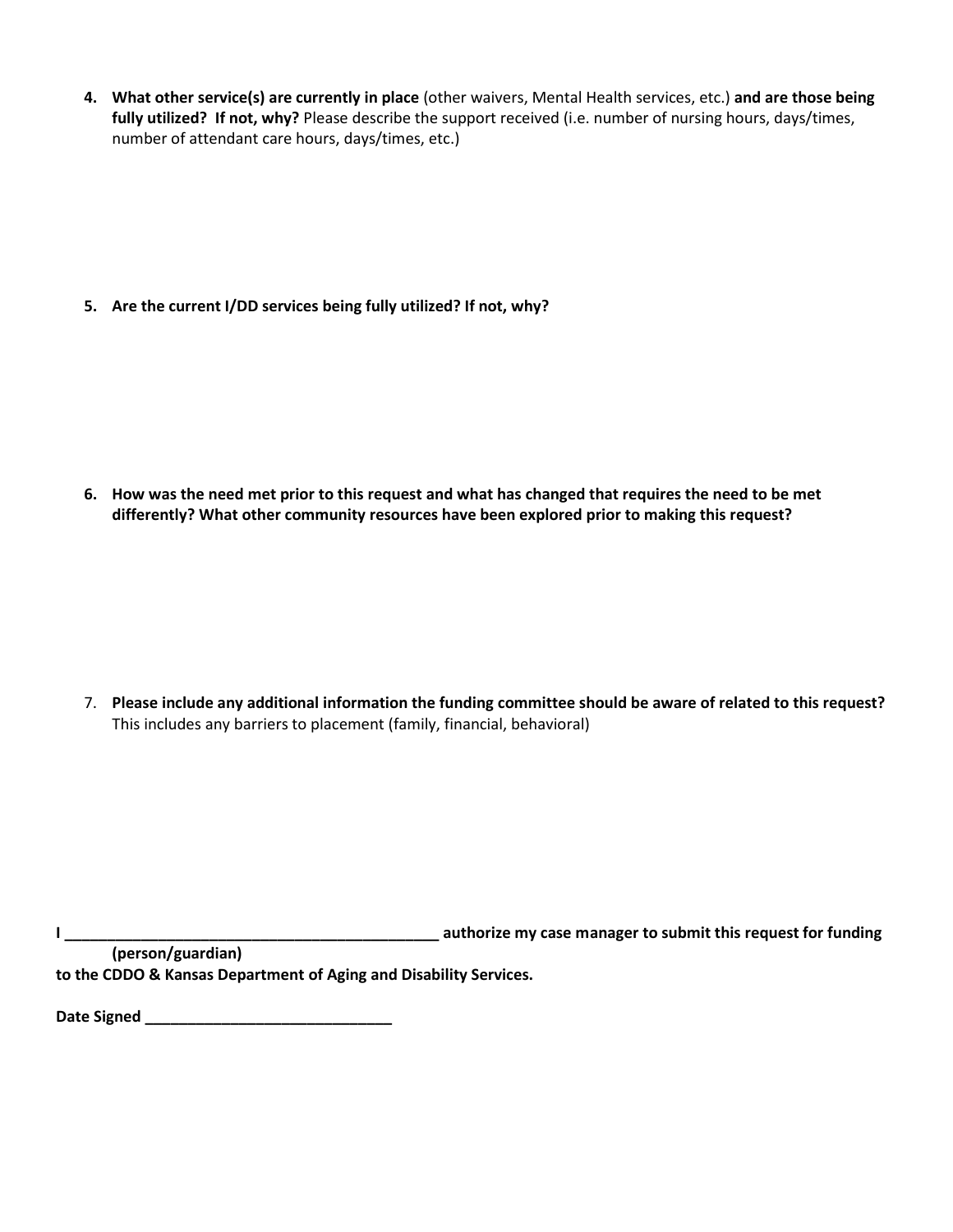4. **What other service(s) are currently in place** (other waivers, Mental Health services, etc.) **and are those being fully utilized? If not, why?** Please describe the support received (i.e. number of nursing hours, days/times, number of attendant care hours, days/times, etc.)

5. **Are the current I/DD services being fully utilized? If not, why?**

6. **How was the need met prior to this request and what has changed that requires the need to be met differently? What other community resources have been explored prior to making this request?**

7. **Please include any additional information the funding committee should be aware of related to this request?** This includes any barriers to placement (family, financial, behavioral)

**I ____________________________________________ authorize my case manager to submit this request for funding**
**(person/guardian)**
**to the CDDO & Kansas Department of Aging and Disability Services.**

**Date Signed ____________________________**